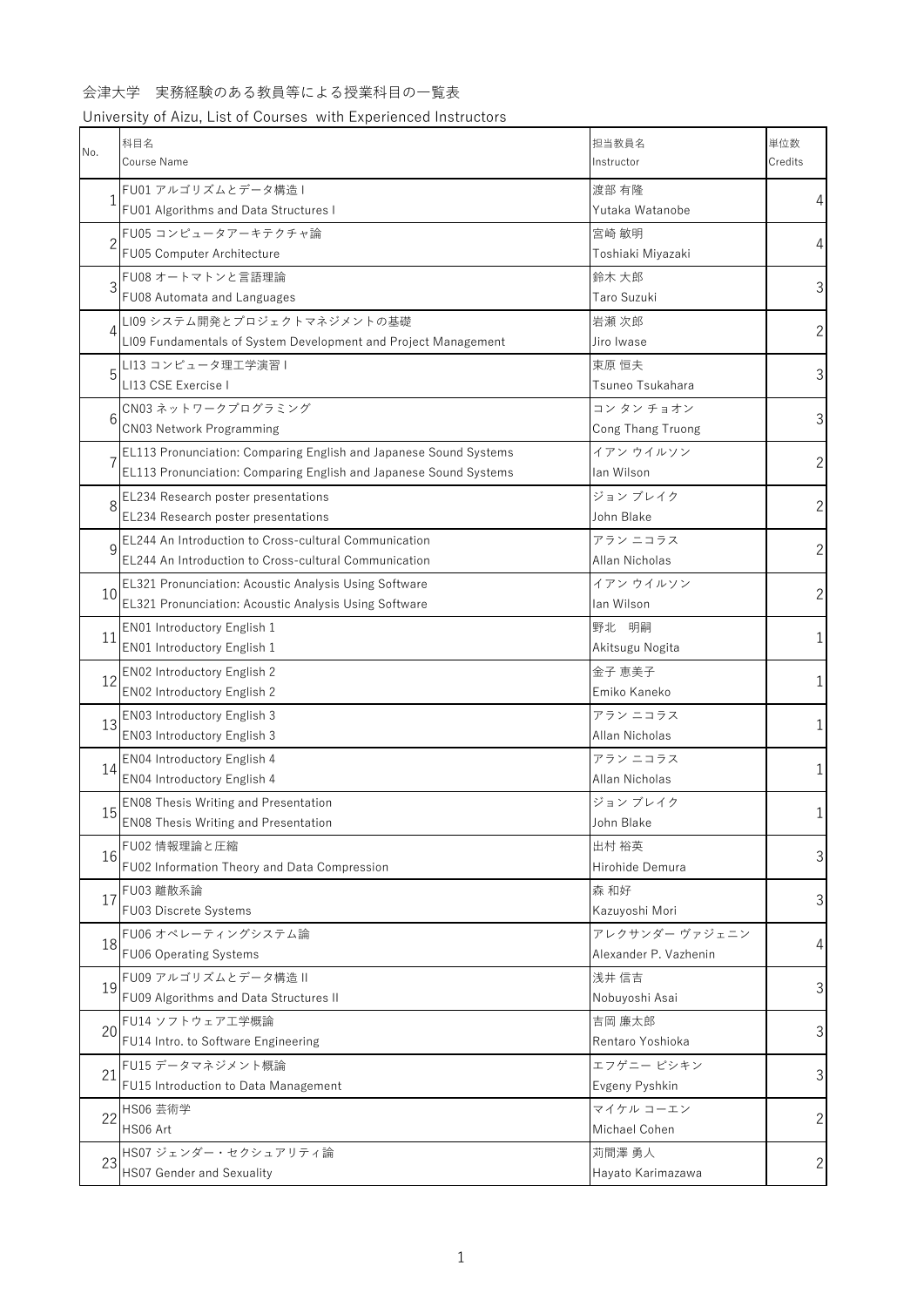会津大学　実務経験のある教員等による授業科目の一覧表

University of Aizu, List of Courses  with Experienced Instructors

| No. | 科目名<br>Course Name | 担当教員名<br>Instructor | 単位数<br>Credits |
|---|---|---|---|
| 1 | FU01 アルゴリズムとデータ構造 I<br>FU01 Algorithms and Data Structures I | 渡部 有隆<br>Yutaka Watanobe | 4 |
| 2 | FU05 コンピュータアーキテクチャ論<br>FU05 Computer Architecture | 宮崎 敏明<br>Toshiaki Miyazaki | 4 |
| 3 | FU08 オートマトンと言語理論<br>FU08 Automata and Languages | 鈴木 大郎<br>Taro Suzuki | 3 |
| 4 | LI09 システム開発とプロジェクトマネジメントの基礎<br>LI09 Fundamentals of System Development and Project Management | 岩瀬 次郎<br>Jiro Iwase | 2 |
| 5 | LI13 コンピュータ理工学演習 I<br>LI13 CSE Exercise I | 束原 恒夫<br>Tsuneo Tsukahara | 3 |
| 6 | CN03 ネットワークプログラミング<br>CN03 Network Programming | コン タン チョオン<br>Cong Thang Truong | 3 |
| 7 | EL113 Pronunciation: Comparing English and Japanese Sound Systems<br>EL113 Pronunciation: Comparing English and Japanese Sound Systems | イアン ウイルソン<br>Ian Wilson | 2 |
| 8 | EL234 Research poster presentations<br>EL234 Research poster presentations | ジョン ブレイク<br>John Blake | 2 |
| 9 | EL244 An Introduction to Cross-cultural Communication<br>EL244 An Introduction to Cross-cultural Communication | アラン ニコラス<br>Allan Nicholas | 2 |
| 10 | EL321 Pronunciation: Acoustic Analysis Using Software<br>EL321 Pronunciation: Acoustic Analysis Using Software | イアン ウイルソン<br>Ian Wilson | 2 |
| 11 | EN01 Introductory English 1<br>EN01 Introductory English 1 | 野北　明嗣<br>Akitsugu Nogita | 1 |
| 12 | EN02 Introductory English 2<br>EN02 Introductory English 2 | 金子 恵美子<br>Emiko Kaneko | 1 |
| 13 | EN03 Introductory English 3<br>EN03 Introductory English 3 | アラン ニコラス<br>Allan Nicholas | 1 |
| 14 | EN04 Introductory English 4<br>EN04 Introductory English 4 | アラン ニコラス<br>Allan Nicholas | 1 |
| 15 | EN08 Thesis Writing and Presentation<br>EN08 Thesis Writing and Presentation | ジョン ブレイク<br>John Blake | 1 |
| 16 | FU02 情報理論と圧縮<br>FU02 Information Theory and Data Compression | 出村 裕英<br>Hirohide Demura | 3 |
| 17 | FU03 離散系論<br>FU03 Discrete Systems | 森 和好<br>Kazuyoshi Mori | 3 |
| 18 | FU06 オペレーティングシステム論<br>FU06 Operating Systems | アレクサンダー ヴァジェニン<br>Alexander P. Vazhenin | 4 |
| 19 | FU09 アルゴリズムとデータ構造 II<br>FU09 Algorithms and Data Structures II | 浅井 信吉<br>Nobuyoshi Asai | 3 |
| 20 | FU14 ソフトウェア工学概論<br>FU14 Intro. to Software Engineering | 吉岡 廉太郎<br>Rentaro Yoshioka | 3 |
| 21 | FU15 データマネジメント概論<br>FU15 Introduction to Data Management | エフゲニー ピシキン<br>Evgeny Pyshkin | 3 |
| 22 | HS06 芸術学<br>HS06 Art | マイケル コーエン<br>Michael Cohen | 2 |
| 23 | HS07 ジェンダー・セクシュアリティ論<br>HS07 Gender and Sexuality | 苅間澤 勇人<br>Hayato Karimazawa | 2 |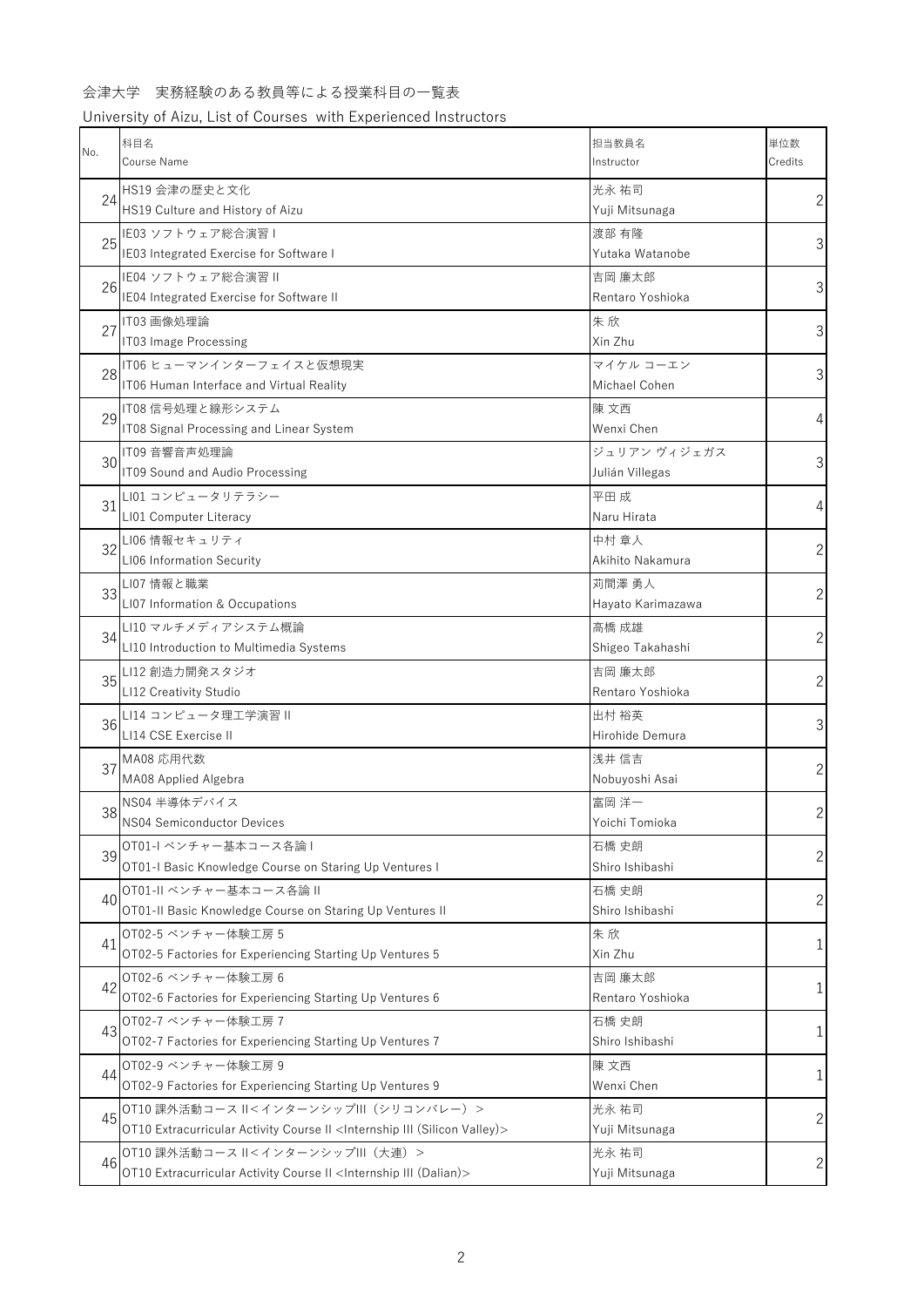会津大学　実務経験のある教員等による授業科目の一覧表

University of Aizu, List of Courses with Experienced Instructors

| No. | 科目名<br>Course Name | 担当教員名<br>Instructor | 単位数<br>Credits |
|---|---|---|---|
| 24 | HS19 会津の歴史と文化<br>HS19 Culture and History of Aizu | 光永 祐司<br>Yuji Mitsunaga | 2 |
| 25 | IE03 ソフトウェア総合演習 I<br>IE03 Integrated Exercise for Software I | 渡部 有隆<br>Yutaka Watanobe | 3 |
| 26 | IE04 ソフトウェア総合演習 II<br>IE04 Integrated Exercise for Software II | 吉岡 廉太郎<br>Rentaro Yoshioka | 3 |
| 27 | IT03 画像処理論<br>IT03 Image Processing | 朱 欣<br>Xin Zhu | 3 |
| 28 | IT06 ヒューマンインターフェイスと仮想現実<br>IT06 Human Interface and Virtual Reality | マイケル コーエン<br>Michael Cohen | 3 |
| 29 | IT08 信号処理と線形システム<br>IT08 Signal Processing and Linear System | 陳 文西<br>Wenxi Chen | 4 |
| 30 | IT09 音響音声処理論<br>IT09 Sound and Audio Processing | ジュリアン ヴィジェガス<br>Julián Villegas | 3 |
| 31 | LI01 コンピュータリテラシー<br>LI01 Computer Literacy | 平田 成<br>Naru Hirata | 4 |
| 32 | LI06 情報セキュリティ<br>LI06 Information Security | 中村 章人<br>Akihito Nakamura | 2 |
| 33 | LI07 情報と職業<br>LI07 Information & Occupations | 苅間澤 勇人<br>Hayato Karimazawa | 2 |
| 34 | LI10 マルチメディアシステム概論<br>LI10 Introduction to Multimedia Systems | 高橋 成雄<br>Shigeo Takahashi | 2 |
| 35 | LI12 創造力開発スタジオ<br>LI12 Creativity Studio | 吉岡 廉太郎<br>Rentaro Yoshioka | 2 |
| 36 | LI14 コンピュータ理工学演習 II<br>LI14 CSE Exercise II | 出村 裕英<br>Hirohide Demura | 3 |
| 37 | MA08 応用代数<br>MA08 Applied Algebra | 浅井 信吉<br>Nobuyoshi Asai | 2 |
| 38 | NS04 半導体デバイス<br>NS04 Semiconductor Devices | 富岡 洋一<br>Yoichi Tomioka | 2 |
| 39 | OT01-I ベンチャー基本コース各論 I<br>OT01-I Basic Knowledge Course on Staring Up Ventures I | 石橋 史朗<br>Shiro Ishibashi | 2 |
| 40 | OT01-II ベンチャー基本コース各論 II<br>OT01-II Basic Knowledge Course on Staring Up Ventures II | 石橋 史朗<br>Shiro Ishibashi | 2 |
| 41 | OT02-5 ベンチャー体験工房 5<br>OT02-5 Factories for Experiencing Starting Up Ventures 5 | 朱 欣<br>Xin Zhu | 1 |
| 42 | OT02-6 ベンチャー体験工房 6<br>OT02-6 Factories for Experiencing Starting Up Ventures 6 | 吉岡 廉太郎<br>Rentaro Yoshioka | 1 |
| 43 | OT02-7 ベンチャー体験工房 7<br>OT02-7 Factories for Experiencing Starting Up Ventures 7 | 石橋 史朗<br>Shiro Ishibashi | 1 |
| 44 | OT02-9 ベンチャー体験工房 9<br>OT02-9 Factories for Experiencing Starting Up Ventures 9 | 陳 文西<br>Wenxi Chen | 1 |
| 45 | OT10 課外活動コース II<インターンシップIII（シリコンバレー）><br>OT10 Extracurricular Activity Course II <Internship III (Silicon Valley)> | 光永 祐司<br>Yuji Mitsunaga | 2 |
| 46 | OT10 課外活動コース II<インターンシップIII（大連）><br>OT10 Extracurricular Activity Course II <Internship III (Dalian)> | 光永 祐司<br>Yuji Mitsunaga | 2 |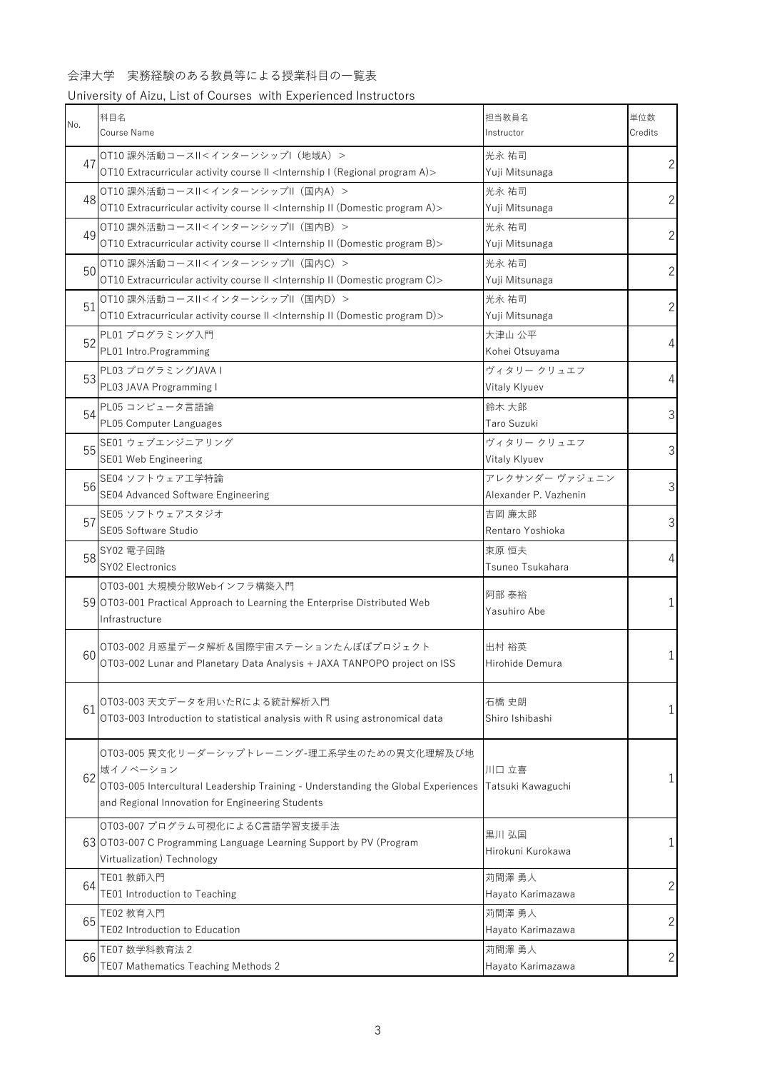会津大学　実務経験のある教員等による授業科目の一覧表

University of Aizu, List of Courses with Experienced Instructors

| No. | 科目名<br>Course Name | 担当教員名<br>Instructor | 単位数<br>Credits |
|---|---|---|---|
| 47 | OT10 課外活動コースII<インターンシップI（地域A）><br>OT10 Extracurricular activity course II <Internship I (Regional program A)> | 光永 祐司<br>Yuji Mitsunaga | 2 |
| 48 | OT10 課外活動コースII<インターンシップII（国内A）><br>OT10 Extracurricular activity course II <Internship II (Domestic program A)> | 光永 祐司<br>Yuji Mitsunaga | 2 |
| 49 | OT10 課外活動コースII<インターンシップII（国内B）><br>OT10 Extracurricular activity course II <Internship II (Domestic program B)> | 光永 祐司<br>Yuji Mitsunaga | 2 |
| 50 | OT10 課外活動コースII<インターンシップII（国内C）><br>OT10 Extracurricular activity course II <Internship II (Domestic program C)> | 光永 祐司<br>Yuji Mitsunaga | 2 |
| 51 | OT10 課外活動コースII<インターンシップII（国内D）><br>OT10 Extracurricular activity course II <Internship II (Domestic program D)> | 光永 祐司<br>Yuji Mitsunaga | 2 |
| 52 | PL01 プログラミング入門<br>PL01 Intro.Programming | 大津山 公平<br>Kohei Otsuyama | 4 |
| 53 | PL03 プログラミングJAVA I<br>PL03 JAVA Programming I | ヴィタリー クリュエフ<br>Vitaly Klyuev | 4 |
| 54 | PL05 コンピュータ言語論<br>PL05 Computer Languages | 鈴木 大郎<br>Taro Suzuki | 3 |
| 55 | SE01 ウェブエンジニアリング<br>SE01 Web Engineering | ヴィタリー クリュエフ<br>Vitaly Klyuev | 3 |
| 56 | SE04 ソフトウェア工学特論<br>SE04 Advanced Software Engineering | アレクサンダー ヴァジェニン<br>Alexander P. Vazhenin | 3 |
| 57 | SE05 ソフトウェアスタジオ<br>SE05 Software Studio | 吉岡 廉太郎<br>Rentaro Yoshioka | 3 |
| 58 | SY02 電子回路<br>SY02 Electronics | 束原 恒夫<br>Tsuneo Tsukahara | 4 |
| 59 | OT03-001 大規模分散Webインフラ構築入門<br>OT03-001 Practical Approach to Learning the Enterprise Distributed Web Infrastructure | 阿部 泰裕<br>Yasuhiro Abe | 1 |
| 60 | OT03-002 月惑星データ解析＆国際宇宙ステーションたんぽぽプロジェクト<br>OT03-002 Lunar and Planetary Data Analysis + JAXA TANPOPO project on ISS | 出村 裕英<br>Hirohide Demura | 1 |
| 61 | OT03-003 天文データを用いたRによる統計解析入門<br>OT03-003 Introduction to statistical analysis with R using astronomical data | 石橋 史朗<br>Shiro Ishibashi | 1 |
| 62 | OT03-005 異文化リーダーシップトレーニング-理工系学生のための異文化理解及び地域イノベーション<br>OT03-005 Intercultural Leadership Training - Understanding the Global Experiences and Regional Innovation for Engineering Students | 川口 立喜<br>Tatsuki Kawaguchi | 1 |
| 63 | OT03-007 プログラム可視化によるC言語学習支援手法<br>OT03-007 C Programming Language Learning Support by PV (Program Virtualization) Technology | 黒川 弘国<br>Hirokuni Kurokawa | 1 |
| 64 | TE01 教師入門<br>TE01 Introduction to Teaching | 苅間澤 勇人<br>Hayato Karimazawa | 2 |
| 65 | TE02 教育入門<br>TE02 Introduction to Education | 苅間澤 勇人<br>Hayato Karimazawa | 2 |
| 66 | TE07 数学科教育法２<br>TE07 Mathematics Teaching Methods 2 | 苅間澤 勇人<br>Hayato Karimazawa | 2 |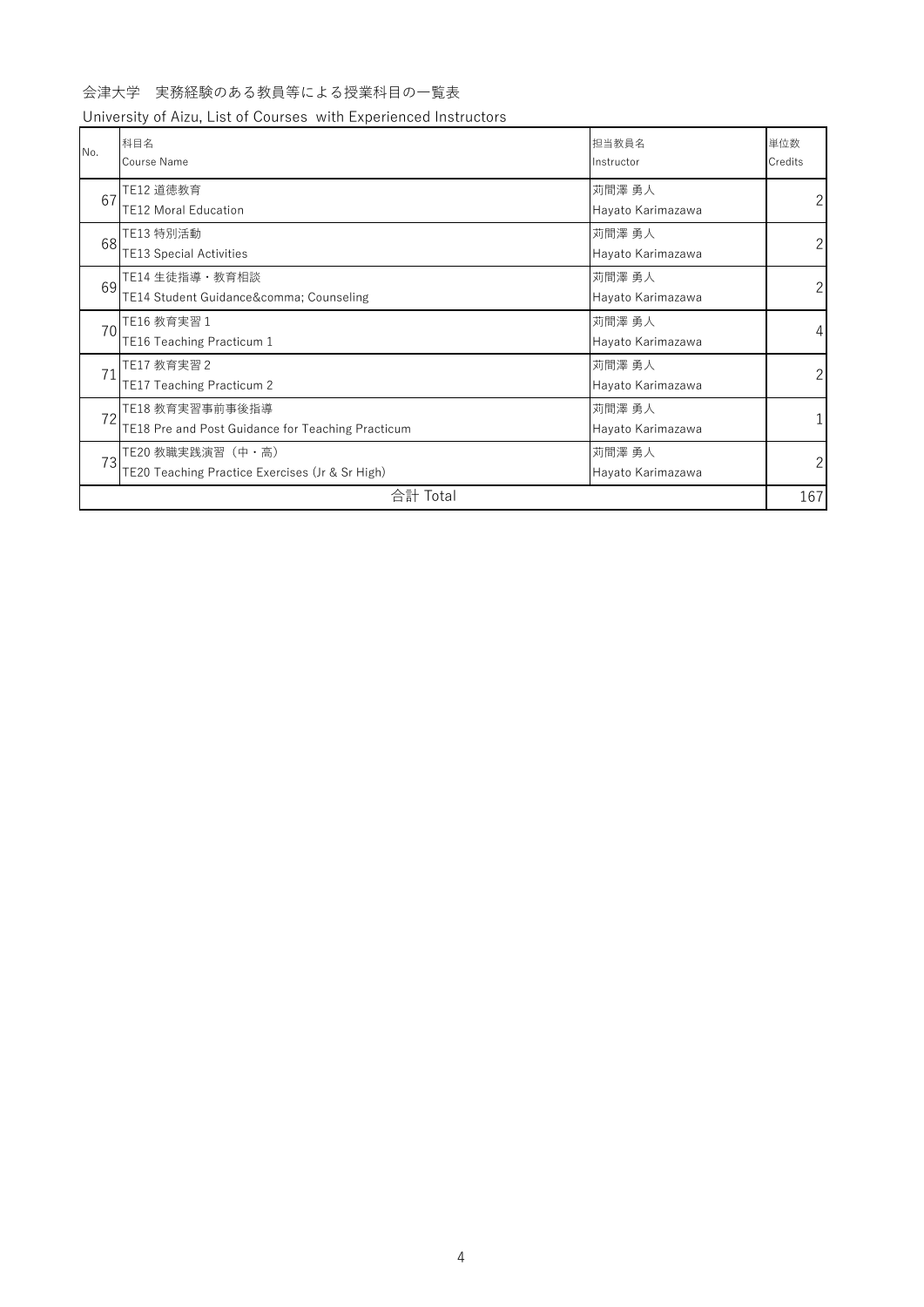会津大学　実務経験のある教員等による授業科目の一覧表

University of Aizu, List of Courses with Experienced Instructors

| No. | 科目名<br>Course Name | 担当教員名<br>Instructor | 単位数<br>Credits |
|---|---|---|---|
| 67 | TE12 道徳教育<br>TE12 Moral Education | 苅間澤 勇人<br>Hayato Karimazawa | 2 |
| 68 | TE13 特別活動<br>TE13 Special Activities | 苅間澤 勇人<br>Hayato Karimazawa | 2 |
| 69 | TE14 生徒指導・教育相談<br>TE14 Student Guidance&comma; Counseling | 苅間澤 勇人<br>Hayato Karimazawa | 2 |
| 70 | TE16 教育実習 1<br>TE16 Teaching Practicum 1 | 苅間澤 勇人<br>Hayato Karimazawa | 4 |
| 71 | TE17 教育実習 2<br>TE17 Teaching Practicum 2 | 苅間澤 勇人<br>Hayato Karimazawa | 2 |
| 72 | TE18 教育実習事前事後指導<br>TE18 Pre and Post Guidance for Teaching Practicum | 苅間澤 勇人<br>Hayato Karimazawa | 1 |
| 73 | TE20 教職実践演習（中・高）<br>TE20 Teaching Practice Exercises (Jr & Sr High) | 苅間澤 勇人<br>Hayato Karimazawa | 2 |
| 合計 Total | | | 167 |